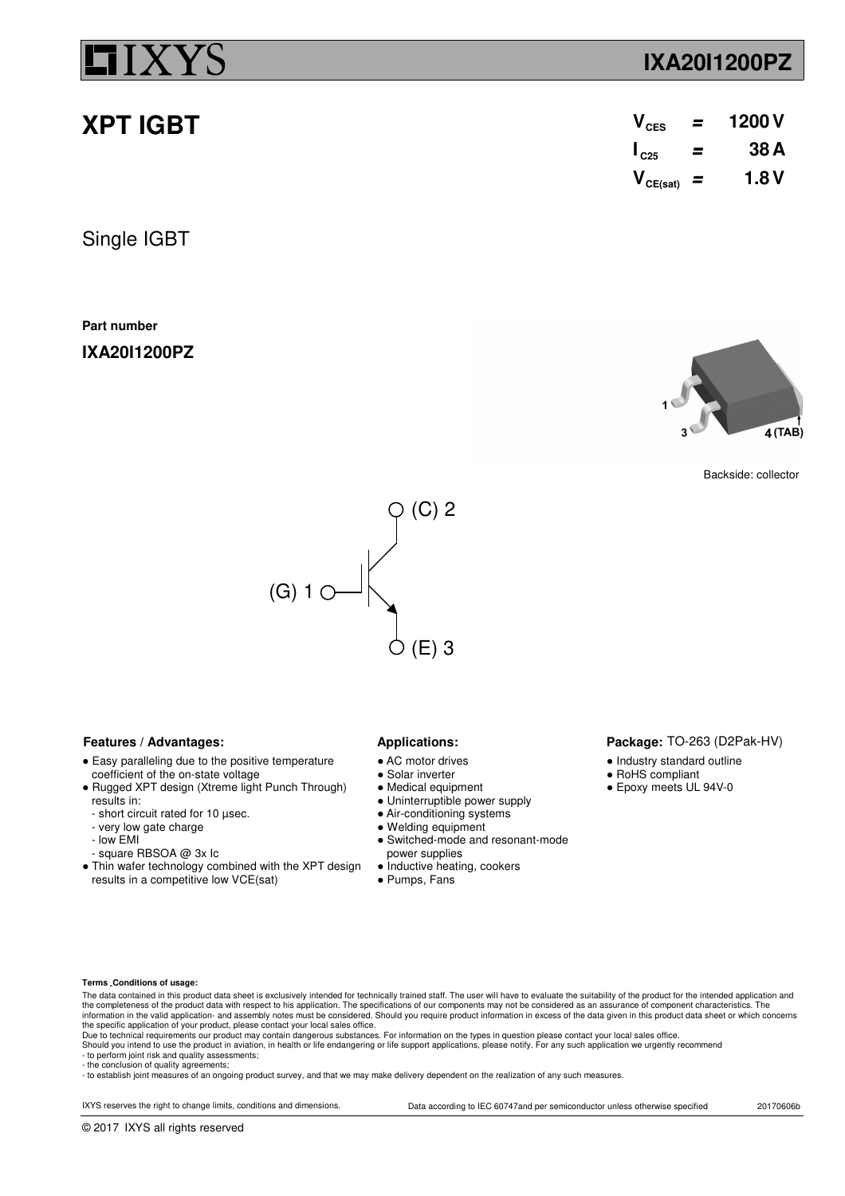# IXA20I1200PZ

## XPT IGBT

| | | |
|---|---|---|
| $V_{CES}$ | = | 1200 V |
| $I_{C25}$ | = | 38 A |
| $V_{CE(sat)}$ | = | 1.8 V |

Single IGBT

**Part number**

**IXA20I1200PZ**

1 3 4 (TAB)

Backside: collector

(C) 2

(G) 1

(E) 3

### Features / Advantages:

- Easy paralleling due to the positive temperature coefficient of the on-state voltage
- Rugged XPT design (Xtreme light Punch Through) results in:
  - short circuit rated for 10 µsec.
  - very low gate charge
  - low EMI
  - square RBSOA @ 3x Ic
- Thin wafer technology combined with the XPT design results in a competitive low VCE(sat)

### Applications:

- AC motor drives
- Solar inverter
- Medical equipment
- Uninterruptible power supply
- Air-conditioning systems
- Welding equipment
- Switched-mode and resonant-mode power supplies
- Inductive heating, cookers
- Pumps, Fans

### Package: TO-263 (D2Pak-HV)

- Industry standard outline
- RoHS compliant
- Epoxy meets UL 94V-0

**Terms Conditions of usage:**

The data contained in this product data sheet is exclusively intended for technically trained staff. The user will have to evaluate the suitability of the product for the intended application and the completeness of the product data with respect to his application. The specifications of our components may not be considered as an assurance of component characteristics. The information in the valid application- and assembly notes must be considered. Should you require product information in excess of the data given in this product data sheet or which concerns the specific application of your product, please contact your local sales office.
Due to technical requirements our product may contain dangerous substances. For information on the types in question please contact your local sales office.
Should you intend to use the product in aviation, in health or life endangering or life support applications, please notify. For any such application we urgently recommend
- to perform joint risk and quality assessments;
- the conclusion of quality agreements;
- to establish joint measures of an ongoing product survey, and that we may make delivery dependent on the realization of any such measures.

IXYS reserves the right to change limits, conditions and dimensions. Data according to IEC 60747and per semiconductor unless otherwise specified 20170606b

© 2017 IXYS all rights reserved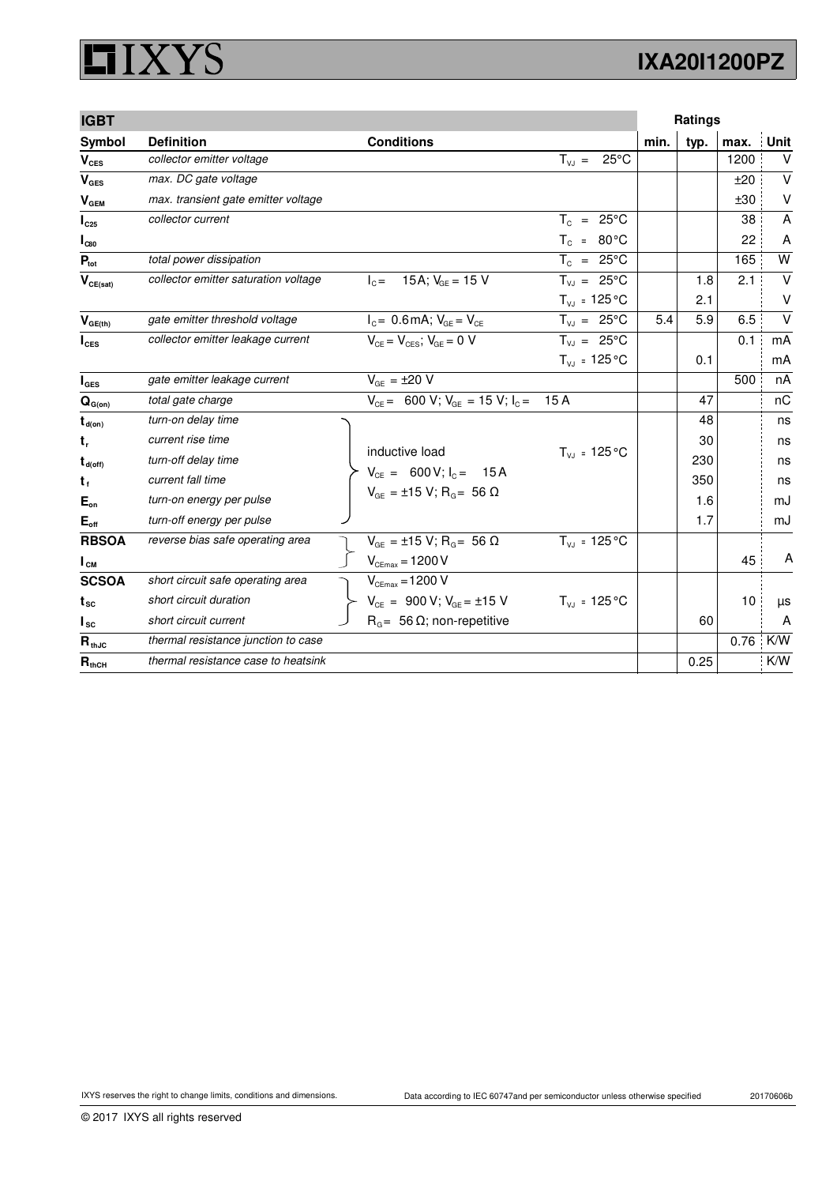| IGBT | | | | Ratings | | | |
|---|---|---|---|---|---|---|---|
| **Symbol** | **Definition** | **Conditions** | | **min.** | **typ.** | **max.** | **Unit** |
| $V_{CES}$ | *collector emitter voltage* | | $T_{VJ}$ = 25°C | | | 1200 | V |
| $V_{GES}$ | *max. DC gate voltage* | | | | | ±20 | V |
| $V_{GEM}$ | *max. transient gate emitter voltage* | | | | | ±30 | V |
| $I_{C25}$ | *collector current* | | $T_C$ = 25°C | | | 38 | A |
| $I_{C80}$ | | | $T_C$ = 80°C | | | 22 | A |
| $P_{tot}$ | *total power dissipation* | | $T_C$ = 25°C | | | 165 | W |
| $V_{CE(sat)}$ | *collector emitter saturation voltage* | $I_C$ = 15A; $V_{GE}$ = 15 V | $T_{VJ}$ = 25°C | | 1.8 | 2.1 | V |
| | | | $T_{VJ}$ = 125°C | | 2.1 | | V |
| $V_{GE(th)}$ | *gate emitter threshold voltage* | $I_C$ = 0.6mA; $V_{GE}$ = $V_{CE}$ | $T_{VJ}$ = 25°C | 5.4 | 5.9 | 6.5 | V |
| $I_{CES}$ | *collector emitter leakage current* | $V_{CE}$ = $V_{CES}$; $V_{GE}$ = 0 V | $T_{VJ}$ = 25°C | | | 0.1 | mA |
| | | | $T_{VJ}$ = 125°C | | 0.1 | | mA |
| $I_{GES}$ | *gate emitter leakage current* | $V_{GE}$ = ±20 V | | | | 500 | nA |
| $Q_{G(on)}$ | *total gate charge* | $V_{CE}$ = 600 V; $V_{GE}$ = 15 V; $I_C$ = 15 A | | | 47 | | nC |
| $t_{d(on)}$ | *turn-on delay time* | inductive load | $T_{VJ}$ = 125°C | | 48 | | ns |
| $t_r$ | *current rise time* | $V_{CE}$ = 600V; $I_C$ = 15A | | | 30 | | ns |
| $t_{d(off)}$ | *turn-off delay time* | $V_{GE}$ = ±15 V; $R_G$ = 56 Ω | | | 230 | | ns |
| $t_f$ | *current fall time* | | | | 350 | | ns |
| $E_{on}$ | *turn-on energy per pulse* | | | | 1.6 | | mJ |
| $E_{off}$ | *turn-off energy per pulse* | | | | 1.7 | | mJ |
| **RBSOA** | *reverse bias safe operating area* | $V_{GE}$ = ±15 V; $R_G$ = 56 Ω | $T_{VJ}$ = 125°C | | | | |
| $I_{CM}$ | | $V_{CEmax}$ = 1200 V | | | | 45 | A |
| **SCSOA** | *short circuit safe operating area* | $V_{CEmax}$ = 1200 V | | | | | |
| $t_{SC}$ | *short circuit duration* | $V_{CE}$ = 900 V; $V_{GE}$ = ±15 V | $T_{VJ}$ = 125°C | | | 10 | µs |
| $I_{SC}$ | *short circuit current* | $R_G$ = 56 Ω; non-repetitive | | | 60 | | A |
| $R_{thJC}$ | *thermal resistance junction to case* | | | | | 0.76 | K/W |
| $R_{thCH}$ | *thermal resistance case to heatsink* | | | | 0.25 | | K/W |

IXYS reserves the right to change limits, conditions and dimensions.

Data according to IEC 60747and per semiconductor unless otherwise specified

20170606b

© 2017 IXYS all rights reserved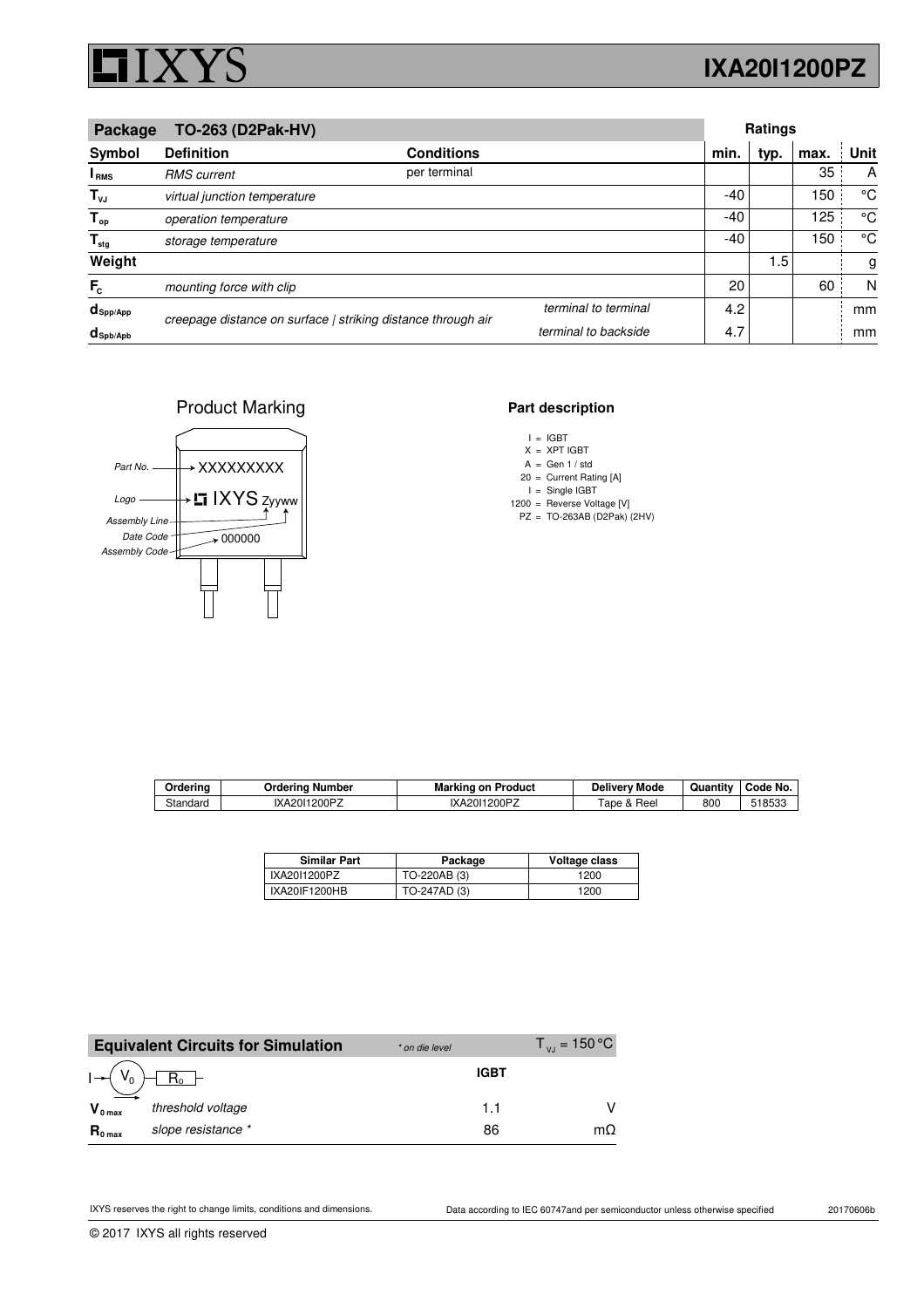# IXYS IXA20I1200PZ

| Package | TO-263 (D2Pak-HV) | | | Ratings | | | |
|---|---|---|---|---|---|---|---|
| **Symbol** | **Definition** | **Conditions** | | **min.** | **typ.** | **max.** | **Unit** |
| $I_{RMS}$ | *RMS current* | per terminal | | | | 35 | A |
| $T_{VJ}$ | *virtual junction temperature* | | | -40 | | 150 | °C |
| $T_{op}$ | *operation temperature* | | | -40 | | 125 | °C |
| $T_{stg}$ | *storage temperature* | | | -40 | | 150 | °C |
| **Weight** | | | | | 1.5 | | g |
| $F_C$ | *mounting force with clip* | | | 20 | | 60 | N |
| $d_{Spp/App}$ | *creepage distance on surface \| striking distance through air* | | *terminal to terminal* | 4.2 | | | mm |
| $d_{Spb/Apb}$ | | | *terminal to backside* | 4.7 | | | mm |

## Product Marking

Part No. → XXXXXXXXX
Logo → IXYS Zyyww
Assembly Line
Date Code
Assembly Code → 000000

## Part description

I = IGBT
X = XPT IGBT
A = Gen 1 / std
20 = Current Rating [A]
I = Single IGBT
1200 = Reverse Voltage [V]
PZ = TO-263AB (D2Pak) (2HV)

| Ordering | Ordering Number | Marking on Product | Delivery Mode | Quantity | Code No. |
|---|---|---|---|---|---|
| Standard | IXA20I1200PZ | IXA20I1200PZ | Tape & Reel | 800 | 518533 |

| Similar Part | Package | Voltage class |
|---|---|---|
| IXA20I1200PZ | TO-220AB (3) | 1200 |
| IXA20IF1200HB | TO-247AD (3) | 1200 |

| Equivalent Circuits for Simulation | * on die level | $T_{VJ} = 150\,°C$ | |
|---|---|---|---|
| $I \rightarrow (V_0) - [R_0] -$ | | **IGBT** | |
| $V_{0\,max}$ | *threshold voltage* | 1.1 | V |
| $R_{0\,max}$ | *slope resistance \** | 86 | mΩ |

IXYS reserves the right to change limits, conditions and dimensions. Data according to IEC 60747and per semiconductor unless otherwise specified 20170606b

© 2017 IXYS all rights reserved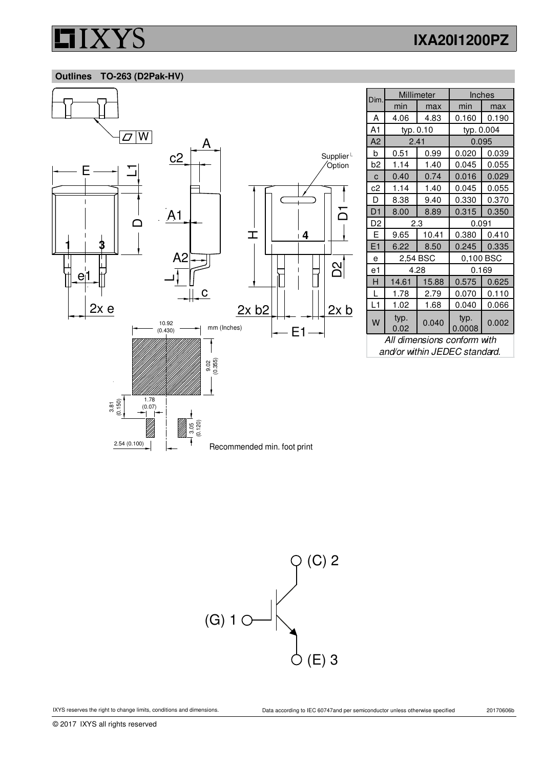## Outlines TO-263 (D2Pak-HV)

Supplier Option

Recommended min. foot print

mm (Inches)

| Dim. | Millimeter | | Inches | |
|---|---|---|---|---|
| | min | max | min | max |
| A | 4.06 | 4.83 | 0.160 | 0.190 |
| A1 | typ. 0.10 | | typ. 0.004 | |
| A2 | 2.41 | | 0.095 | |
| b | 0.51 | 0.99 | 0.020 | 0.039 |
| b2 | 1.14 | 1.40 | 0.045 | 0.055 |
| c | 0.40 | 0.74 | 0.016 | 0.029 |
| c2 | 1.14 | 1.40 | 0.045 | 0.055 |
| D | 8.38 | 9.40 | 0.330 | 0.370 |
| D1 | 8.00 | 8.89 | 0.315 | 0.350 |
| D2 | 2.3 | | 0.091 | |
| E | 9.65 | 10.41 | 0.380 | 0.410 |
| E1 | 6.22 | 8.50 | 0.245 | 0.335 |
| e | 2,54 BSC | | 0,100 BSC | |
| e1 | 4.28 | | 0.169 | |
| H | 14.61 | 15.88 | 0.575 | 0.625 |
| L | 1.78 | 2.79 | 0.070 | 0.110 |
| L1 | 1.02 | 1.68 | 0.040 | 0.066 |
| W | typ. 0.02 | 0.040 | typ. 0.0008 | 0.002 |

*All dimensions conform with and/or within JEDEC standard.*

(C) 2

(G) 1

(E) 3

IXYS reserves the right to change limits, conditions and dimensions.

Data according to IEC 60747and per semiconductor unless otherwise specified

20170606b

© 2017 IXYS all rights reserved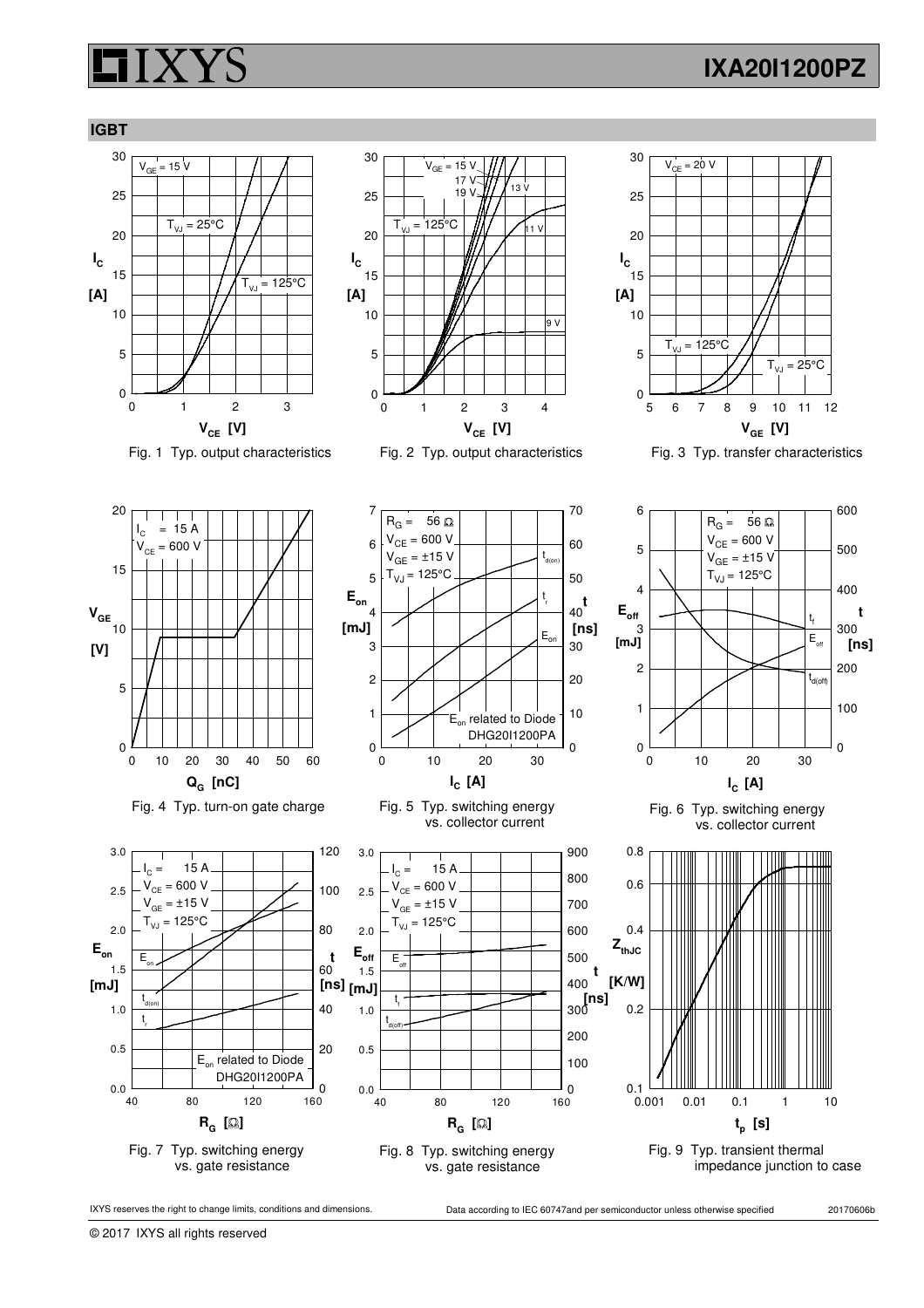## IGBT

$V_{GE}$ = 15 V

$T_{VJ}$ = 25°C

$T_{VJ}$ = 125°C

$I_C$ [A]

$V_{CE}$ [V]

Fig. 1 Typ. output characteristics

$V_{GE}$ = 15 V
17 V
19 V
13 V
11 V
9 V

$T_{VJ}$ = 125°C

$I_C$ [A]

$V_{CE}$ [V]

Fig. 2 Typ. output characteristics

$V_{CE}$ = 20 V

$T_{VJ}$ = 125°C

$T_{VJ}$ = 25°C

$I_C$ [A]

$V_{GE}$ [V]

Fig. 3 Typ. transfer characteristics

$I_C$ = 15 A
$V_{CE}$ = 600 V

$V_{GE}$ [V]

$Q_G$ [nC]

Fig. 4 Typ. turn-on gate charge

$R_G$ = 56 Ω
$V_{CE}$ = 600 V
$V_{GE}$ = ±15 V
$T_{VJ}$ = 125°C

$t_{d(on)}$
$t_r$
$E_{on}$

$E_{on}$ related to Diode DHG20I1200PA

$E_{on}$ [mJ]

t [ns]

$I_C$ [A]

Fig. 5 Typ. switching energy vs. collector current

$R_G$ = 56 Ω
$V_{CE}$ = 600 V
$V_{GE}$ = ±15 V
$T_{VJ}$ = 125°C

$t_f$
$E_{off}$
$t_{d(off)}$

$E_{off}$ [mJ]

t [ns]

$I_C$ [A]

Fig. 6 Typ. switching energy vs. collector current

$I_C$ = 15 A
$V_{CE}$ = 600 V
$V_{GE}$ = ±15 V
$T_{VJ}$ = 125°C

$E_{on}$
$t_{d(on)}$
$t_r$

$E_{on}$ related to Diode DHG20I1200PA

$E_{on}$ [mJ]

t [ns]

$R_G$ [Ω]

Fig. 7 Typ. switching energy vs. gate resistance

$I_C$ = 15 A
$V_{CE}$ = 600 V
$V_{GE}$ = ±15 V
$T_{VJ}$ = 125°C

$E_{off}$
$t_f$
$t_{d(off)}$

$E_{off}$ [mJ]

t [ns]

$R_G$ [Ω]

Fig. 8 Typ. switching energy vs. gate resistance

$Z_{thJC}$ [K/W]

$t_p$ [s]

Fig. 9 Typ. transient thermal impedance junction to case

IXYS reserves the right to change limits, conditions and dimensions.

Data according to IEC 60747and per semiconductor unless otherwise specified

20170606b

© 2017 IXYS all rights reserved